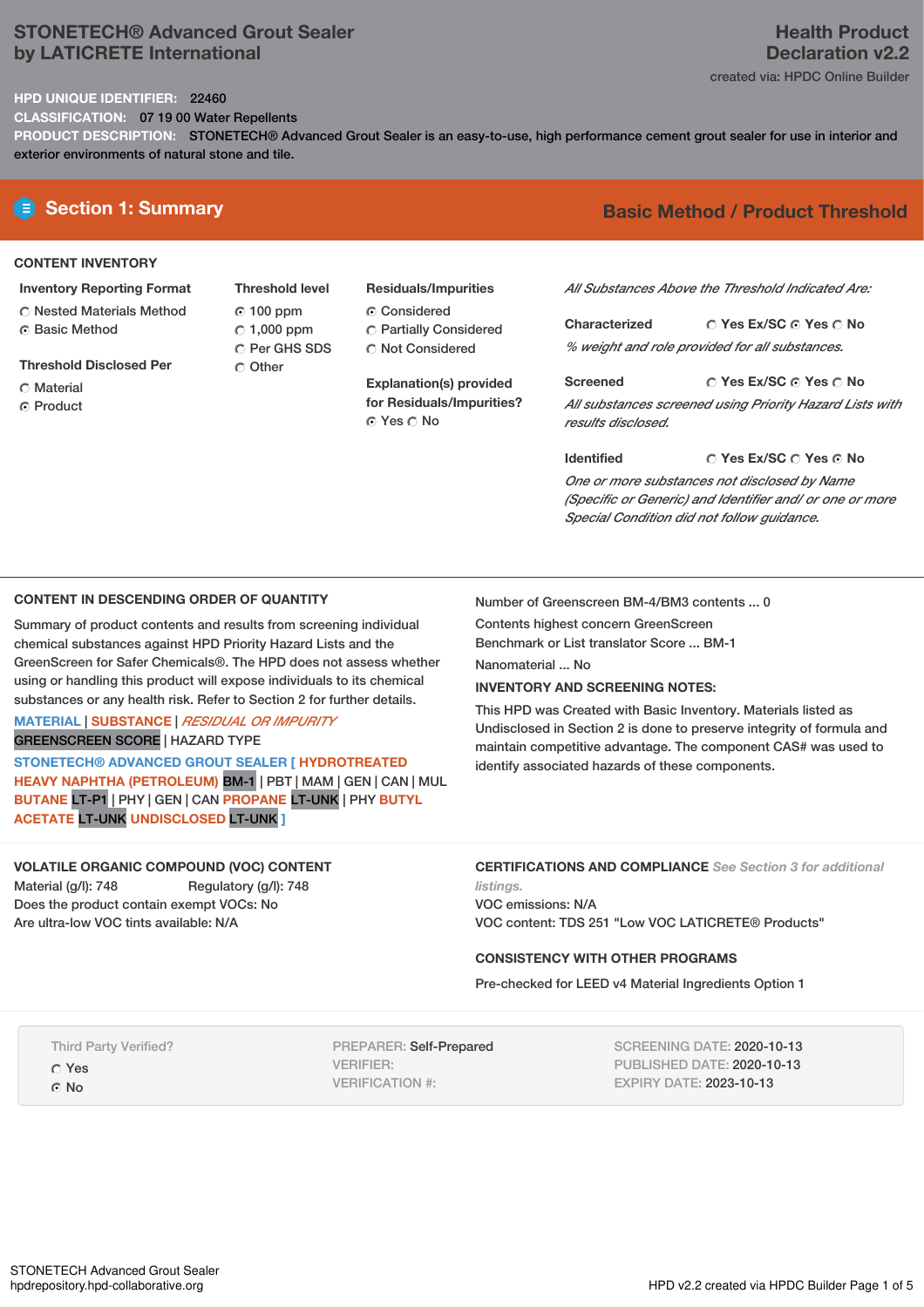# STONETECH® Advanced Grout Sealer by LATICRETE International

**Health Product Declaration v2.2**

created via: HPDC Online Builder

**HPD UNIQUE IDENTIFIER:** 22460

**CLASSIFICATION:** 07 19 00 Water Repellents

**PRODUCT DESCRIPTION:** STONETECH® Advanced Grout Sealer is an easy-to-use, high performance cement grout sealer for use in interior and exterior environments of natural stone and tile.

## Section 1: Summary

**Basic Method / Product Threshold**

### CONTENT INVENTORY

**Inventory Reporting Format**
- ○ Nested Materials Method
- ◉ Basic Method

**Threshold Disclosed Per**
- ○ Material
- ◉ Product

**Threshold level**
- ◉ 100 ppm
- ○ 1,000 ppm
- ○ Per GHS SDS
- ○ Other

**Residuals/Impurities**
- ◉ Considered
- ○ Partially Considered
- ○ Not Considered

**Explanation(s) provided for Residuals/Impurities?**
◉ Yes ○ No

*All Substances Above the Threshold Indicated Are:*

**Characterized** ○ Yes Ex/SC ◉ Yes ○ No
*% weight and role provided for all substances.*

**Screened** ○ Yes Ex/SC ◉ Yes ○ No
*All substances screened using Priority Hazard Lists with results disclosed.*

**Identified** ○ Yes Ex/SC ○ Yes ◉ No
*One or more substances not disclosed by Name (Specific or Generic) and Identifier and/ or one or more Special Condition did not follow guidance.*

### CONTENT IN DESCENDING ORDER OF QUANTITY

Summary of product contents and results from screening individual chemical substances against HPD Priority Hazard Lists and the GreenScreen for Safer Chemicals®. The HPD does not assess whether using or handling this product will expose individuals to its chemical substances or any health risk. Refer to Section 2 for further details.

MATERIAL | SUBSTANCE | *RESIDUAL OR IMPURITY*
GREENSCREEN SCORE | HAZARD TYPE

STONETECH® ADVANCED GROUT SEALER [ HYDROTREATED HEAVY NAPHTHA (PETROLEUM) BM-1 | PBT | MAM | GEN | CAN | MUL BUTANE LT-P1 | PHY | GEN | CAN PROPANE LT-UNK | PHY BUTYL ACETATE LT-UNK UNDISCLOSED LT-UNK ]

Number of Greenscreen BM-4/BM3 contents ... 0

Contents highest concern GreenScreen Benchmark or List translator Score ... BM-1

Nanomaterial ... No

**INVENTORY AND SCREENING NOTES:**

This HPD was Created with Basic Inventory. Materials listed as Undisclosed in Section 2 is done to preserve integrity of formula and maintain competitive advantage. The component CAS# was used to identify associated hazards of these components.

### VOLATILE ORGANIC COMPOUND (VOC) CONTENT

Material (g/l): 748 Regulatory (g/l): 748
Does the product contain exempt VOCs: No
Are ultra-low VOC tints available: N/A

### CERTIFICATIONS AND COMPLIANCE *See Section 3 for additional listings.*

VOC emissions: N/A
VOC content: TDS 251 "Low VOC LATICRETE® Products"

### CONSISTENCY WITH OTHER PROGRAMS

Pre-checked for LEED v4 Material Ingredients Option 1

Third Party Verified?
- ○ Yes
- ◉ No

PREPARER: Self-Prepared
VERIFIER:
VERIFICATION #:

SCREENING DATE: 2020-10-13
PUBLISHED DATE: 2020-10-13
EXPIRY DATE: 2023-10-13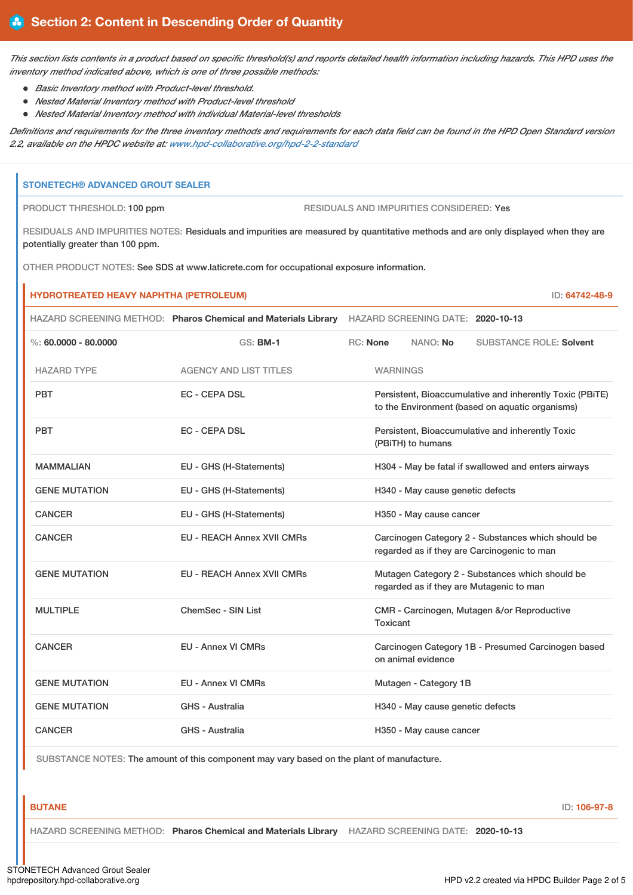## Section 2: Content in Descending Order of Quantity

*This section lists contents in a product based on specific threshold(s) and reports detailed health information including hazards. This HPD uses the inventory method indicated above, which is one of three possible methods:*

- *Basic Inventory method with Product-level threshold.*
- *Nested Material Inventory method with Product-level threshold*
- *Nested Material Inventory method with individual Material-level thresholds*

*Definitions and requirements for the three inventory methods and requirements for each data field can be found in the HPD Open Standard version 2.2, available on the HPDC website at: www.hpd-collaborative.org/hpd-2-2-standard*

### STONETECH® ADVANCED GROUT SEALER

PRODUCT THRESHOLD: 100 ppm

RESIDUALS AND IMPURITIES CONSIDERED: Yes

RESIDUALS AND IMPURITIES NOTES: Residuals and impurities are measured by quantitative methods and are only displayed when they are potentially greater than 100 ppm.

OTHER PRODUCT NOTES: See SDS at www.laticrete.com for occupational exposure information.

#### HYDROTREATED HEAVY NAPHTHA (PETROLEUM)

ID: 64742-48-9

HAZARD SCREENING METHOD: **Pharos Chemical and Materials Library** HAZARD SCREENING DATE: **2020-10-13**

%: **60.0000 - 80.0000** GS: **BM-1** RC: **None** NANO: **No** SUBSTANCE ROLE: **Solvent**

| HAZARD TYPE | AGENCY AND LIST TITLES | WARNINGS |
|---|---|---|
| PBT | EC - CEPA DSL | Persistent, Bioaccumulative and inherently Toxic (PBiTE) to the Environment (based on aquatic organisms) |
| PBT | EC - CEPA DSL | Persistent, Bioaccumulative and inherently Toxic (PBiTH) to humans |
| MAMMALIAN | EU - GHS (H-Statements) | H304 - May be fatal if swallowed and enters airways |
| GENE MUTATION | EU - GHS (H-Statements) | H340 - May cause genetic defects |
| CANCER | EU - GHS (H-Statements) | H350 - May cause cancer |
| CANCER | EU - REACH Annex XVII CMRs | Carcinogen Category 2 - Substances which should be regarded as if they are Carcinogenic to man |
| GENE MUTATION | EU - REACH Annex XVII CMRs | Mutagen Category 2 - Substances which should be regarded as if they are Mutagenic to man |
| MULTIPLE | ChemSec - SIN List | CMR - Carcinogen, Mutagen &/or Reproductive Toxicant |
| CANCER | EU - Annex VI CMRs | Carcinogen Category 1B - Presumed Carcinogen based on animal evidence |
| GENE MUTATION | EU - Annex VI CMRs | Mutagen - Category 1B |
| GENE MUTATION | GHS - Australia | H340 - May cause genetic defects |
| CANCER | GHS - Australia | H350 - May cause cancer |

SUBSTANCE NOTES: The amount of this component may vary based on the plant of manufacture.

#### BUTANE

ID: 106-97-8

HAZARD SCREENING METHOD: **Pharos Chemical and Materials Library** HAZARD SCREENING DATE: **2020-10-13**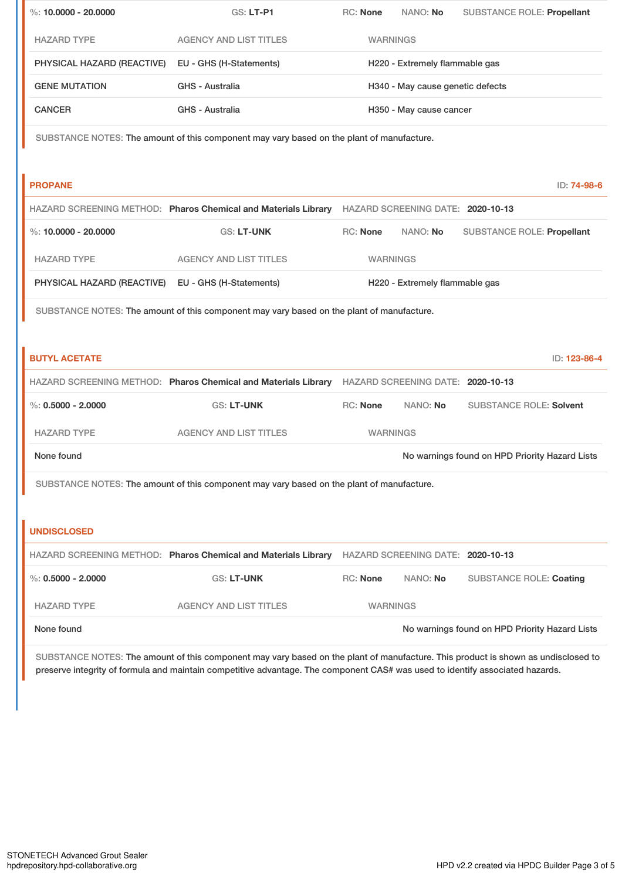%: **10.0000 - 20.0000** GS: **LT-P1** RC: **None** NANO: **No** SUBSTANCE ROLE: **Propellant**

| HAZARD TYPE | AGENCY AND LIST TITLES | WARNINGS |
|---|---|---|
| PHYSICAL HAZARD (REACTIVE) | EU - GHS (H-Statements) | H220 - Extremely flammable gas |
| GENE MUTATION | GHS - Australia | H340 - May cause genetic defects |
| CANCER | GHS - Australia | H350 - May cause cancer |

SUBSTANCE NOTES: The amount of this component may vary based on the plant of manufacture.

## PROPANE

ID: 74-98-6

HAZARD SCREENING METHOD: **Pharos Chemical and Materials Library** HAZARD SCREENING DATE: **2020-10-13**

%: **10.0000 - 20.0000** GS: **LT-UNK** RC: **None** NANO: **No** SUBSTANCE ROLE: **Propellant**

| HAZARD TYPE | AGENCY AND LIST TITLES | WARNINGS |
|---|---|---|
| PHYSICAL HAZARD (REACTIVE) | EU - GHS (H-Statements) | H220 - Extremely flammable gas |

SUBSTANCE NOTES: The amount of this component may vary based on the plant of manufacture.

## BUTYL ACETATE

ID: 123-86-4

HAZARD SCREENING METHOD: **Pharos Chemical and Materials Library** HAZARD SCREENING DATE: **2020-10-13**

%: **0.5000 - 2.0000** GS: **LT-UNK** RC: **None** NANO: **No** SUBSTANCE ROLE: **Solvent**

| HAZARD TYPE | AGENCY AND LIST TITLES | WARNINGS |
|---|---|---|
| None found | | No warnings found on HPD Priority Hazard Lists |

SUBSTANCE NOTES: The amount of this component may vary based on the plant of manufacture.

## UNDISCLOSED

HAZARD SCREENING METHOD: **Pharos Chemical and Materials Library** HAZARD SCREENING DATE: **2020-10-13**

%: **0.5000 - 2.0000** GS: **LT-UNK** RC: **None** NANO: **No** SUBSTANCE ROLE: **Coating**

| HAZARD TYPE | AGENCY AND LIST TITLES | WARNINGS |
|---|---|---|
| None found | | No warnings found on HPD Priority Hazard Lists |

SUBSTANCE NOTES: The amount of this component may vary based on the plant of manufacture. This product is shown as undisclosed to preserve integrity of formula and maintain competitive advantage. The component CAS# was used to identify associated hazards.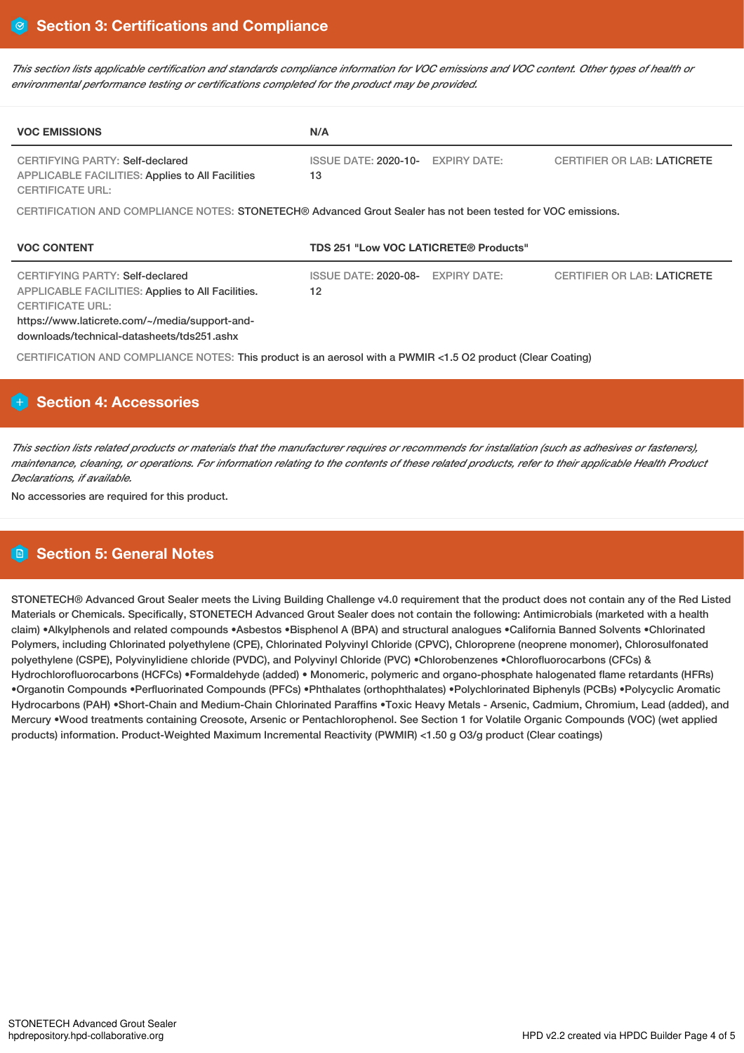## Section 3: Certifications and Compliance

*This section lists applicable certification and standards compliance information for VOC emissions and VOC content. Other types of health or environmental performance testing or certifications completed for the product may be provided.*

| **VOC EMISSIONS** | **N/A** | | |
|---|---|---|---|
| CERTIFYING PARTY: Self-declared<br>APPLICABLE FACILITIES: Applies to All Facilities<br>CERTIFICATE URL: | ISSUE DATE: 2020-10-13 | EXPIRY DATE: | CERTIFIER OR LAB: LATICRETE |

CERTIFICATION AND COMPLIANCE NOTES: STONETECH® Advanced Grout Sealer has not been tested for VOC emissions.

| **VOC CONTENT** | **TDS 251 "Low VOC LATICRETE® Products"** | | |
|---|---|---|---|
| CERTIFYING PARTY: Self-declared<br>APPLICABLE FACILITIES: Applies to All Facilities.<br>CERTIFICATE URL:<br>https://www.laticrete.com/~/media/support-and-downloads/technical-datasheets/tds251.ashx | ISSUE DATE: 2020-08-12 | EXPIRY DATE: | CERTIFIER OR LAB: LATICRETE |

CERTIFICATION AND COMPLIANCE NOTES: This product is an aerosol with a PWMIR <1.5 O2 product (Clear Coating)

## Section 4: Accessories

*This section lists related products or materials that the manufacturer requires or recommends for installation (such as adhesives or fasteners), maintenance, cleaning, or operations. For information relating to the contents of these related products, refer to their applicable Health Product Declarations, if available.*

No accessories are required for this product.

## Section 5: General Notes

STONETECH® Advanced Grout Sealer meets the Living Building Challenge v4.0 requirement that the product does not contain any of the Red Listed Materials or Chemicals. Specifically, STONETECH Advanced Grout Sealer does not contain the following: Antimicrobials (marketed with a health claim) •Alkylphenols and related compounds •Asbestos •Bisphenol A (BPA) and structural analogues •California Banned Solvents •Chlorinated Polymers, including Chlorinated polyethylene (CPE), Chlorinated Polyvinyl Chloride (CPVC), Chloroprene (neoprene monomer), Chlorosulfonated polyethylene (CSPE), Polyvinylidiene chloride (PVDC), and Polyvinyl Chloride (PVC) •Chlorobenzenes •Chlorofluorocarbons (CFCs) & Hydrochlorofluorocarbons (HCFCs) •Formaldehyde (added) • Monomeric, polymeric and organo-phosphate halogenated flame retardants (HFRs) •Organotin Compounds •Perfluorinated Compounds (PFCs) •Phthalates (orthophthalates) •Polychlorinated Biphenyls (PCBs) •Polycyclic Aromatic Hydrocarbons (PAH) •Short-Chain and Medium-Chain Chlorinated Paraffins •Toxic Heavy Metals - Arsenic, Cadmium, Chromium, Lead (added), and Mercury •Wood treatments containing Creosote, Arsenic or Pentachlorophenol. See Section 1 for Volatile Organic Compounds (VOC) (wet applied products) information. Product-Weighted Maximum Incremental Reactivity (PWMIR) <1.50 g O3/g product (Clear coatings)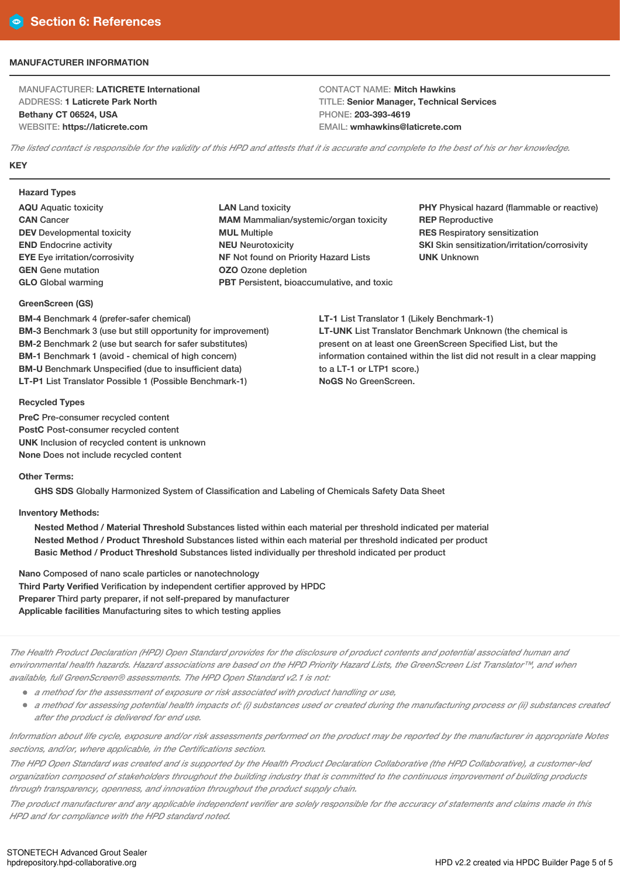## Section 6: References

### MANUFACTURER INFORMATION

MANUFACTURER: **LATICRETE International**
ADDRESS: **1 Laticrete Park North**
**Bethany CT 06524, USA**
WEBSITE: **https://laticrete.com**

CONTACT NAME: **Mitch Hawkins**
TITLE: **Senior Manager, Technical Services**
PHONE: **203-393-4619**
EMAIL: **wmhawkins@laticrete.com**

*The listed contact is responsible for the validity of this HPD and attests that it is accurate and complete to the best of his or her knowledge.*

### KEY

**Hazard Types**

**AQU** Aquatic toxicity
**CAN** Cancer
**DEV** Developmental toxicity
**END** Endocrine activity
**EYE** Eye irritation/corrosivity
**GEN** Gene mutation
**GLO** Global warming
**LAN** Land toxicity
**MAM** Mammalian/systemic/organ toxicity
**MUL** Multiple
**NEU** Neurotoxicity
**NF** Not found on Priority Hazard Lists
**OZO** Ozone depletion
**PBT** Persistent, bioaccumulative, and toxic
**PHY** Physical hazard (flammable or reactive)
**REP** Reproductive
**RES** Respiratory sensitization
**SKI** Skin sensitization/irritation/corrosivity
**UNK** Unknown

**GreenScreen (GS)**

**BM-4** Benchmark 4 (prefer-safer chemical)
**BM-3** Benchmark 3 (use but still opportunity for improvement)
**BM-2** Benchmark 2 (use but search for safer substitutes)
**BM-1** Benchmark 1 (avoid - chemical of high concern)
**BM-U** Benchmark Unspecified (due to insufficient data)
**LT-P1** List Translator Possible 1 (Possible Benchmark-1)
**LT-1** List Translator 1 (Likely Benchmark-1)
**LT-UNK** List Translator Benchmark Unknown (the chemical is present on at least one GreenScreen Specified List, but the information contained within the list did not result in a clear mapping to a LT-1 or LTP1 score.)
**NoGS** No GreenScreen.

**Recycled Types**

**PreC** Pre-consumer recycled content
**PostC** Post-consumer recycled content
**UNK** Inclusion of recycled content is unknown
**None** Does not include recycled content

**Other Terms:**

**GHS SDS** Globally Harmonized System of Classification and Labeling of Chemicals Safety Data Sheet

**Inventory Methods:**

**Nested Method / Material Threshold** Substances listed within each material per threshold indicated per material
**Nested Method / Product Threshold** Substances listed within each material per threshold indicated per product
**Basic Method / Product Threshold** Substances listed individually per threshold indicated per product

**Nano** Composed of nano scale particles or nanotechnology
**Third Party Verified** Verification by independent certifier approved by HPDC
**Preparer** Third party preparer, if not self-prepared by manufacturer
**Applicable facilities** Manufacturing sites to which testing applies

*The Health Product Declaration (HPD) Open Standard provides for the disclosure of product contents and potential associated human and environmental health hazards. Hazard associations are based on the HPD Priority Hazard Lists, the GreenScreen List Translator™, and when available, full GreenScreen® assessments. The HPD Open Standard v2.1 is not:*

- *a method for the assessment of exposure or risk associated with product handling or use,*
- *a method for assessing potential health impacts of: (i) substances used or created during the manufacturing process or (ii) substances created after the product is delivered for end use.*

*Information about life cycle, exposure and/or risk assessments performed on the product may be reported by the manufacturer in appropriate Notes sections, and/or, where applicable, in the Certifications section.*

*The HPD Open Standard was created and is supported by the Health Product Declaration Collaborative (the HPD Collaborative), a customer-led organization composed of stakeholders throughout the building industry that is committed to the continuous improvement of building products through transparency, openness, and innovation throughout the product supply chain.*

*The product manufacturer and any applicable independent verifier are solely responsible for the accuracy of statements and claims made in this HPD and for compliance with the HPD standard noted.*